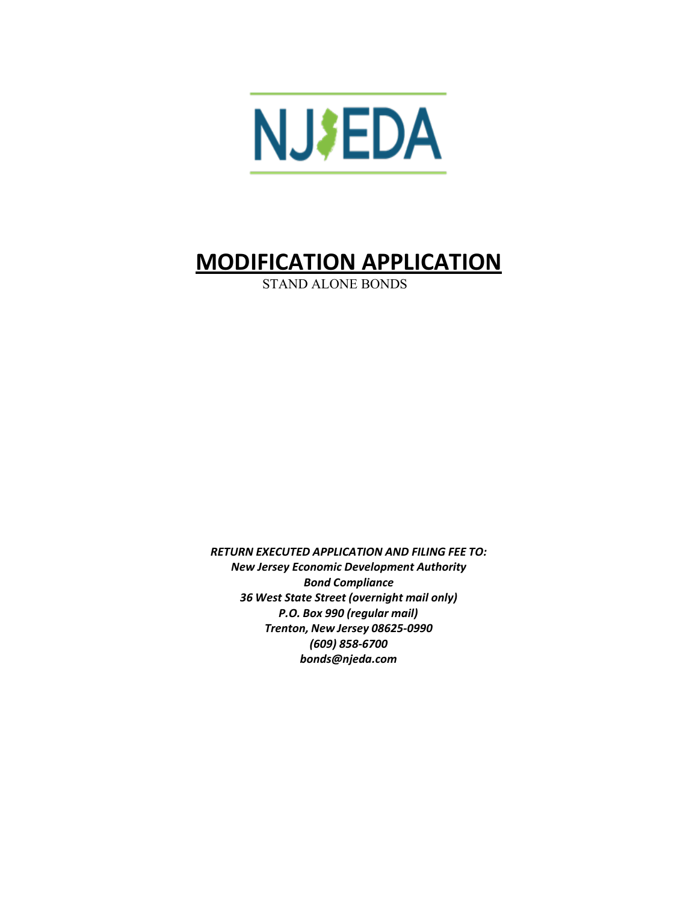NJEDA

# MODIFICATION APPLICATION

STAND ALONE BONDS

***RETURN EXECUTED APPLICATION AND FILING FEE TO:***
***New Jersey Economic Development Authority***
***Bond Compliance***
***36 West State Street (overnight mail only)***
***P.O. Box 990 (regular mail)***
***Trenton, New Jersey 08625-0990***
***(609) 858-6700***
***bonds@njeda.com***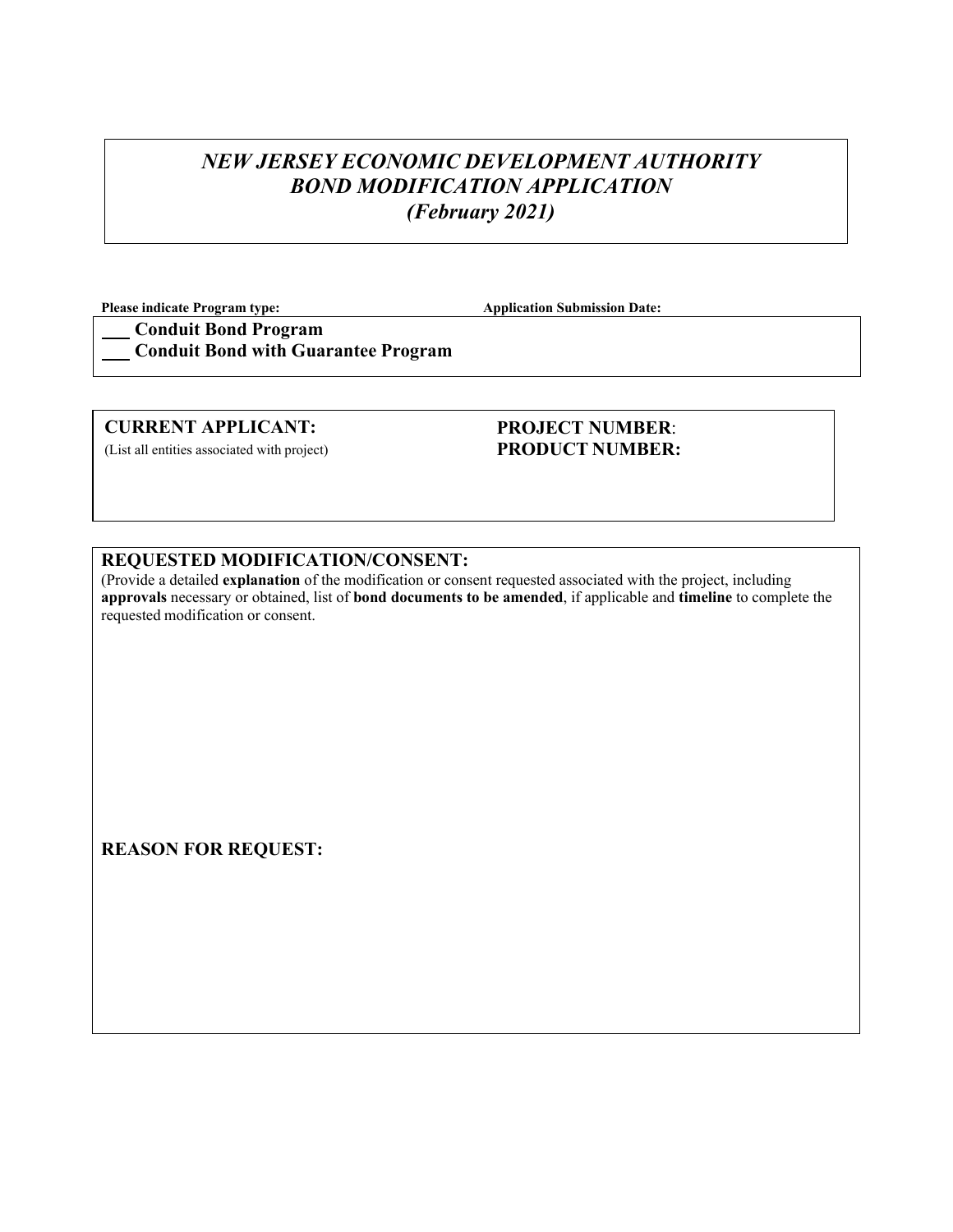# *NEW JERSEY ECONOMIC DEVELOPMENT AUTHORITY*
# *BOND MODIFICATION APPLICATION*
# *(February 2021)*

**Please indicate Program type:** **Application Submission Date:**

___ **Conduit Bond Program**

___ **Conduit Bond with Guarantee Program**

**CURRENT APPLICANT:**

(List all entities associated with project)

**PROJECT NUMBER**:

**PRODUCT NUMBER:**

**REQUESTED MODIFICATION/CONSENT:**

(Provide a detailed **explanation** of the modification or consent requested associated with the project, including **approvals** necessary or obtained, list of **bond documents to be amended**, if applicable and **timeline** to complete the requested modification or consent.

**REASON FOR REQUEST:**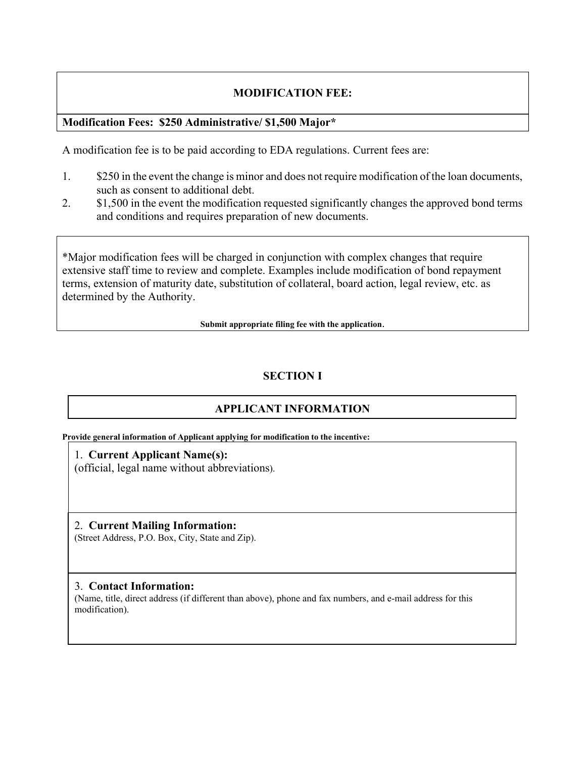## MODIFICATION FEE:

**Modification Fees: $250 Administrative/ $1,500 Major***

A modification fee is to be paid according to EDA regulations. Current fees are:

1. $250 in the event the change is minor and does not require modification of the loan documents, such as consent to additional debt.
2. $1,500 in the event the modification requested significantly changes the approved bond terms and conditions and requires preparation of new documents.

*Major modification fees will be charged in conjunction with complex changes that require extensive staff time to review and complete. Examples include modification of bond repayment terms, extension of maturity date, substitution of collateral, board action, legal review, etc. as determined by the Authority.

**Submit appropriate filing fee with the application.**

## SECTION I

## APPLICANT INFORMATION

**Provide general information of Applicant applying for modification to the incentive:**

1. **Current Applicant Name(s):**
(official, legal name without abbreviations).

2. **Current Mailing Information:**
(Street Address, P.O. Box, City, State and Zip).

3. **Contact Information:**
(Name, title, direct address (if different than above), phone and fax numbers, and e-mail address for this modification).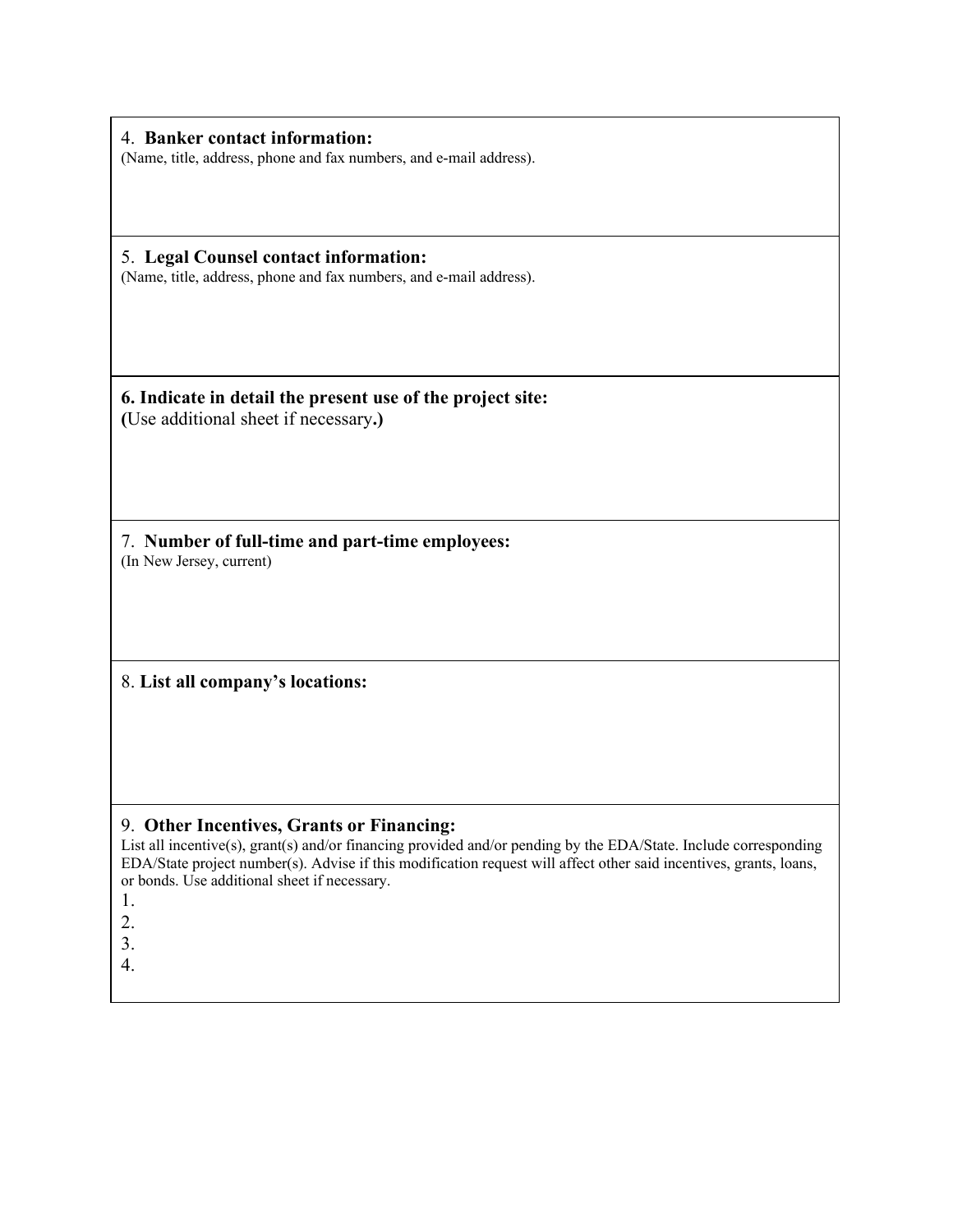4. **Banker contact information:**
(Name, title, address, phone and fax numbers, and e-mail address).

5. **Legal Counsel contact information:**
(Name, title, address, phone and fax numbers, and e-mail address).

**6. Indicate in detail the present use of the project site:**
**(**Use additional sheet if necessary**.)**

7. **Number of full-time and part-time employees:**
(In New Jersey, current)

8. **List all company's locations:**

9. **Other Incentives, Grants or Financing:**
List all incentive(s), grant(s) and/or financing provided and/or pending by the EDA/State. Include corresponding EDA/State project number(s). Advise if this modification request will affect other said incentives, grants, loans, or bonds. Use additional sheet if necessary.

1.
2.
3.
4.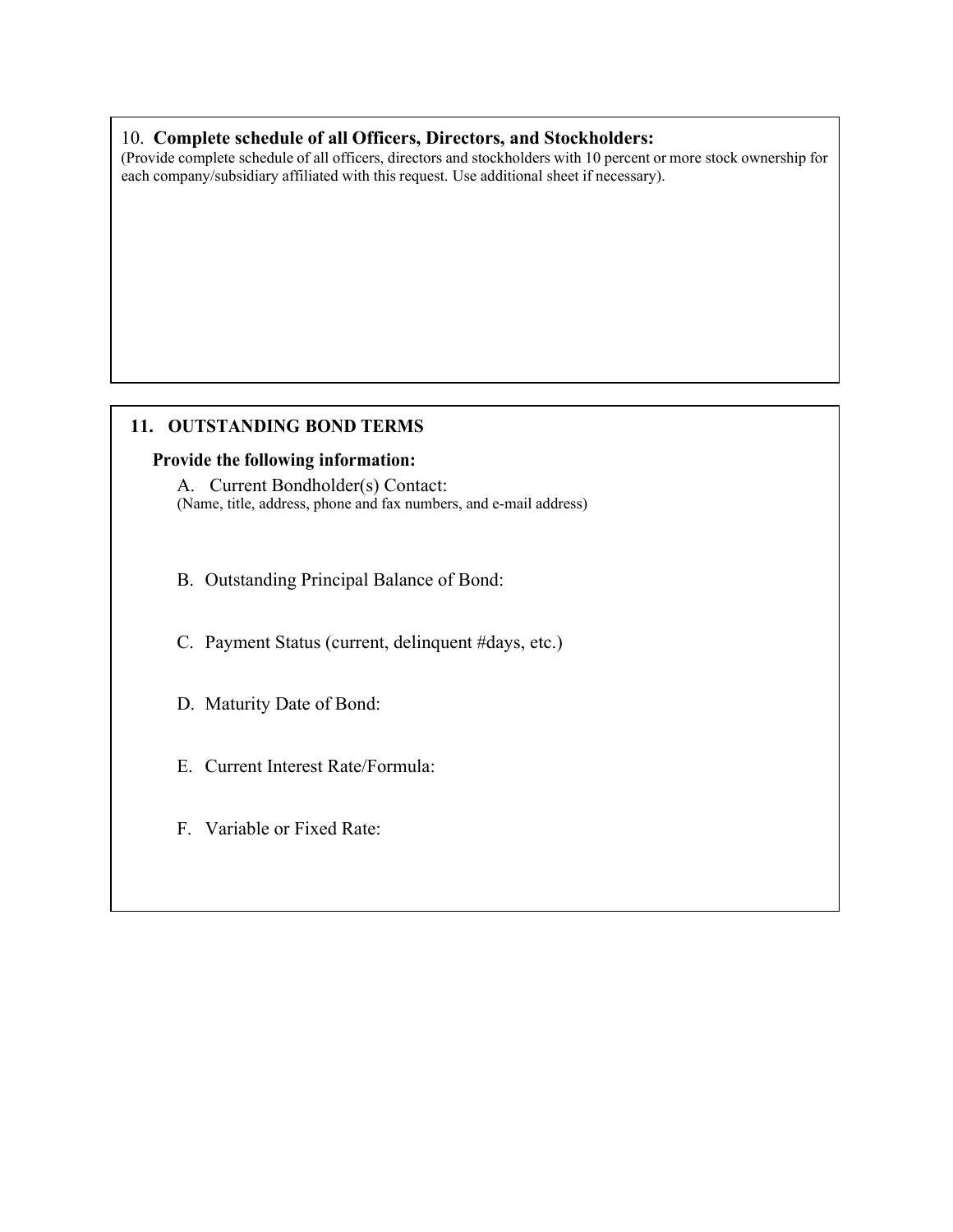10. **Complete schedule of all Officers, Directors, and Stockholders:**

(Provide complete schedule of all officers, directors and stockholders with 10 percent or more stock ownership for each company/subsidiary affiliated with this request. Use additional sheet if necessary).

**11. OUTSTANDING BOND TERMS**

**Provide the following information:**

A. Current Bondholder(s) Contact:
(Name, title, address, phone and fax numbers, and e-mail address)

B. Outstanding Principal Balance of Bond:

C. Payment Status (current, delinquent #days, etc.)

D. Maturity Date of Bond:

E. Current Interest Rate/Formula:

F. Variable or Fixed Rate: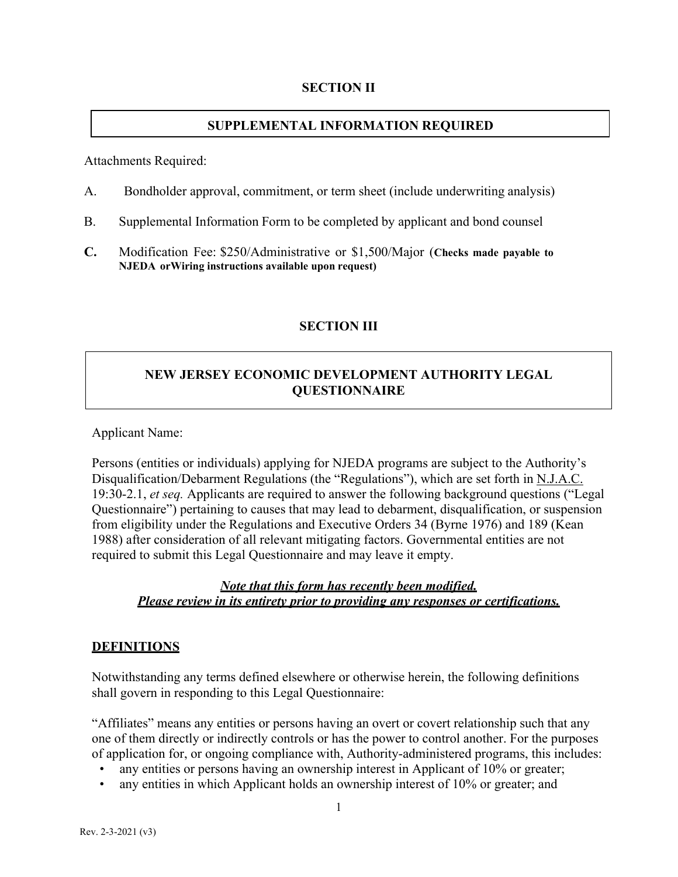## SECTION II

**SUPPLEMENTAL INFORMATION REQUIRED**

Attachments Required:

A. Bondholder approval, commitment, or term sheet (include underwriting analysis)

B. Supplemental Information Form to be completed by applicant and bond counsel

**C.** Modification Fee: $250/Administrative or $1,500/Major (**Checks made payable to NJEDA orWiring instructions available upon request)**

## SECTION III

**NEW JERSEY ECONOMIC DEVELOPMENT AUTHORITY LEGAL QUESTIONNAIRE**

Applicant Name:

Persons (entities or individuals) applying for NJEDA programs are subject to the Authority's Disqualification/Debarment Regulations (the "Regulations"), which are set forth in N.J.A.C. 19:30-2.1, *et seq.* Applicants are required to answer the following background questions ("Legal Questionnaire") pertaining to causes that may lead to debarment, disqualification, or suspension from eligibility under the Regulations and Executive Orders 34 (Byrne 1976) and 189 (Kean 1988) after consideration of all relevant mitigating factors. Governmental entities are not required to submit this Legal Questionnaire and may leave it empty.

***Note that this form has recently been modified. Please review in its entirety prior to providing any responses or certifications.***

### DEFINITIONS

Notwithstanding any terms defined elsewhere or otherwise herein, the following definitions shall govern in responding to this Legal Questionnaire:

"Affiliates" means any entities or persons having an overt or covert relationship such that any one of them directly or indirectly controls or has the power to control another. For the purposes of application for, or ongoing compliance with, Authority-administered programs, this includes:

- any entities or persons having an ownership interest in Applicant of 10% or greater;
- any entities in which Applicant holds an ownership interest of 10% or greater; and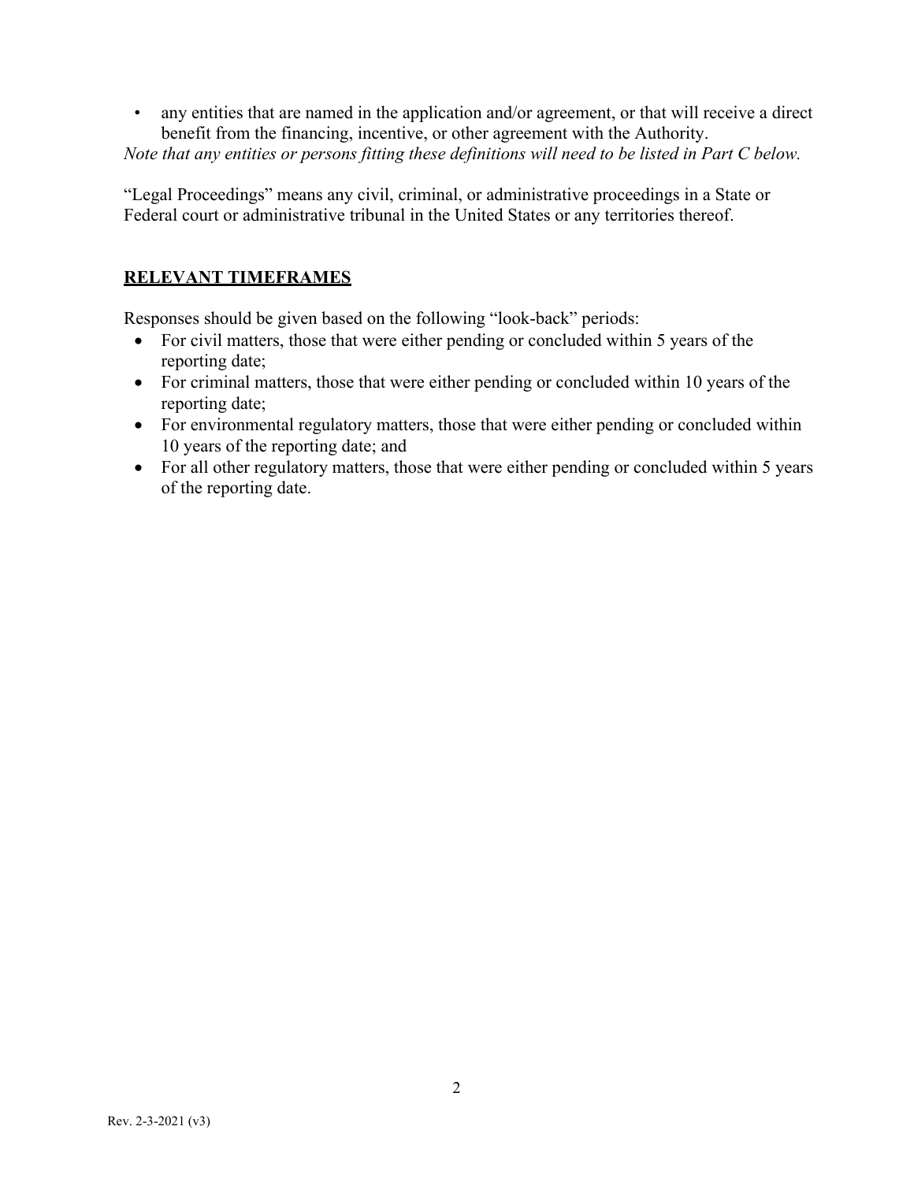- any entities that are named in the application and/or agreement, or that will receive a direct benefit from the financing, incentive, or other agreement with the Authority.

*Note that any entities or persons fitting these definitions will need to be listed in Part C below.*

"Legal Proceedings" means any civil, criminal, or administrative proceedings in a State or Federal court or administrative tribunal in the United States or any territories thereof.

## RELEVANT TIMEFRAMES

Responses should be given based on the following "look-back" periods:

- For civil matters, those that were either pending or concluded within 5 years of the reporting date;
- For criminal matters, those that were either pending or concluded within 10 years of the reporting date;
- For environmental regulatory matters, those that were either pending or concluded within 10 years of the reporting date; and
- For all other regulatory matters, those that were either pending or concluded within 5 years of the reporting date.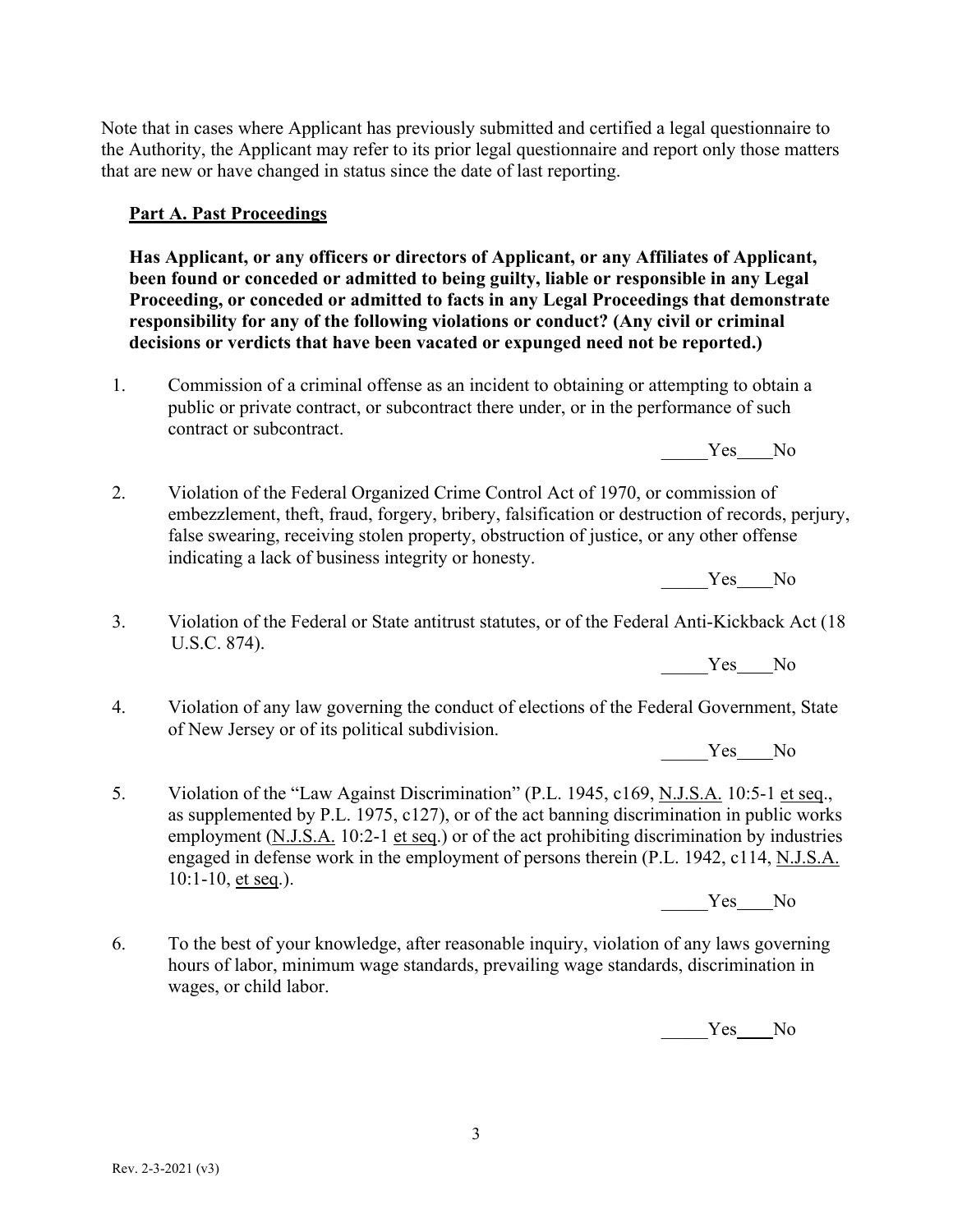Note that in cases where Applicant has previously submitted and certified a legal questionnaire to the Authority, the Applicant may refer to its prior legal questionnaire and report only those matters that are new or have changed in status since the date of last reporting.

**Part A. Past Proceedings**

**Has Applicant, or any officers or directors of Applicant, or any Affiliates of Applicant, been found or conceded or admitted to being guilty, liable or responsible in any Legal Proceeding, or conceded or admitted to facts in any Legal Proceedings that demonstrate responsibility for any of the following violations or conduct? (Any civil or criminal decisions or verdicts that have been vacated or expunged need not be reported.)**

1. Commission of a criminal offense as an incident to obtaining or attempting to obtain a public or private contract, or subcontract there under, or in the performance of such contract or subcontract.

   _____Yes____No

2. Violation of the Federal Organized Crime Control Act of 1970, or commission of embezzlement, theft, fraud, forgery, bribery, falsification or destruction of records, perjury, false swearing, receiving stolen property, obstruction of justice, or any other offense indicating a lack of business integrity or honesty.

   _____Yes____No

3. Violation of the Federal or State antitrust statutes, or of the Federal Anti-Kickback Act (18 U.S.C. 874).

   _____Yes____No

4. Violation of any law governing the conduct of elections of the Federal Government, State of New Jersey or of its political subdivision.

   _____Yes____No

5. Violation of the "Law Against Discrimination" (P.L. 1945, c169, N.J.S.A. 10:5-1 et seq., as supplemented by P.L. 1975, c127), or of the act banning discrimination in public works employment (N.J.S.A. 10:2-1 et seq.) or of the act prohibiting discrimination by industries engaged in defense work in the employment of persons therein (P.L. 1942, c114, N.J.S.A. 10:1-10, et seq.).

   _____Yes____No

6. To the best of your knowledge, after reasonable inquiry, violation of any laws governing hours of labor, minimum wage standards, prevailing wage standards, discrimination in wages, or child labor.

   _____Yes____No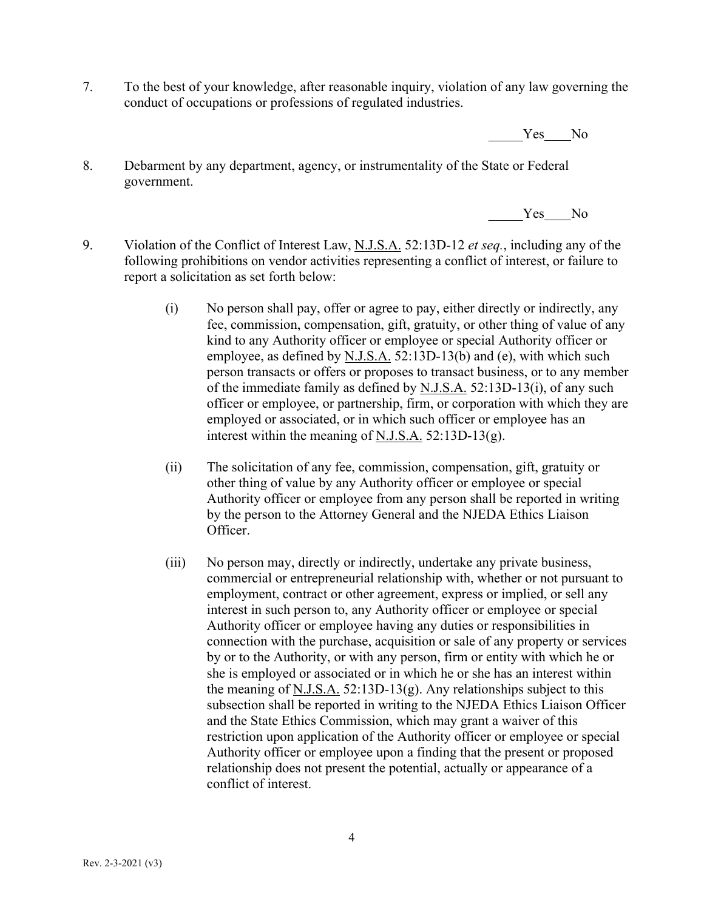7. To the best of your knowledge, after reasonable inquiry, violation of any law governing the conduct of occupations or professions of regulated industries.

_____Yes____No

8. Debarment by any department, agency, or instrumentality of the State or Federal government.

_____Yes____No

9. Violation of the Conflict of Interest Law, N.J.S.A. 52:13D-12 *et seq.*, including any of the following prohibitions on vendor activities representing a conflict of interest, or failure to report a solicitation as set forth below:

   (i) No person shall pay, offer or agree to pay, either directly or indirectly, any fee, commission, compensation, gift, gratuity, or other thing of value of any kind to any Authority officer or employee or special Authority officer or employee, as defined by N.J.S.A. 52:13D-13(b) and (e), with which such person transacts or offers or proposes to transact business, or to any member of the immediate family as defined by N.J.S.A. 52:13D-13(i), of any such officer or employee, or partnership, firm, or corporation with which they are employed or associated, or in which such officer or employee has an interest within the meaning of N.J.S.A. 52:13D-13(g).

   (ii) The solicitation of any fee, commission, compensation, gift, gratuity or other thing of value by any Authority officer or employee or special Authority officer or employee from any person shall be reported in writing by the person to the Attorney General and the NJEDA Ethics Liaison Officer.

   (iii) No person may, directly or indirectly, undertake any private business, commercial or entrepreneurial relationship with, whether or not pursuant to employment, contract or other agreement, express or implied, or sell any interest in such person to, any Authority officer or employee or special Authority officer or employee having any duties or responsibilities in connection with the purchase, acquisition or sale of any property or services by or to the Authority, or with any person, firm or entity with which he or she is employed or associated or in which he or she has an interest within the meaning of N.J.S.A. 52:13D-13(g). Any relationships subject to this subsection shall be reported in writing to the NJEDA Ethics Liaison Officer and the State Ethics Commission, which may grant a waiver of this restriction upon application of the Authority officer or employee or special Authority officer or employee upon a finding that the present or proposed relationship does not present the potential, actually or appearance of a conflict of interest.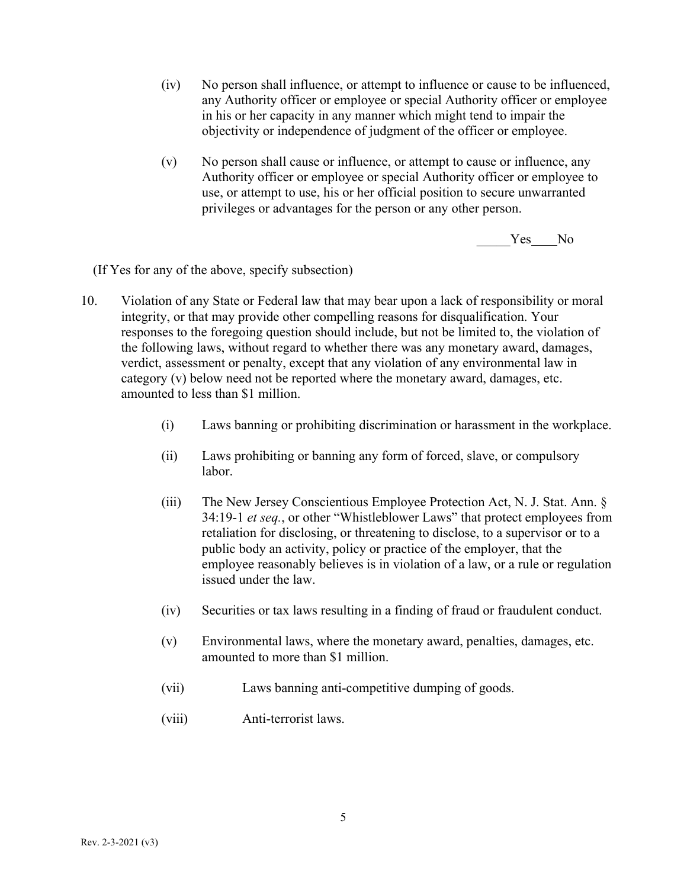(iv) No person shall influence, or attempt to influence or cause to be influenced, any Authority officer or employee or special Authority officer or employee in his or her capacity in any manner which might tend to impair the objectivity or independence of judgment of the officer or employee.

(v) No person shall cause or influence, or attempt to cause or influence, any Authority officer or employee or special Authority officer or employee to use, or attempt to use, his or her official position to secure unwarranted privileges or advantages for the person or any other person.

_____Yes____No

(If Yes for any of the above, specify subsection)

10. Violation of any State or Federal law that may bear upon a lack of responsibility or moral integrity, or that may provide other compelling reasons for disqualification. Your responses to the foregoing question should include, but not be limited to, the violation of the following laws, without regard to whether there was any monetary award, damages, verdict, assessment or penalty, except that any violation of any environmental law in category (v) below need not be reported where the monetary award, damages, etc. amounted to less than $1 million.

   (i) Laws banning or prohibiting discrimination or harassment in the workplace.

   (ii) Laws prohibiting or banning any form of forced, slave, or compulsory labor.

   (iii) The New Jersey Conscientious Employee Protection Act, N. J. Stat. Ann. § 34:19-1 *et seq.*, or other "Whistleblower Laws" that protect employees from retaliation for disclosing, or threatening to disclose, to a supervisor or to a public body an activity, policy or practice of the employer, that the employee reasonably believes is in violation of a law, or a rule or regulation issued under the law.

   (iv) Securities or tax laws resulting in a finding of fraud or fraudulent conduct.

   (v) Environmental laws, where the monetary award, penalties, damages, etc. amounted to more than $1 million.

   (vii) Laws banning anti-competitive dumping of goods.

   (viii) Anti-terrorist laws.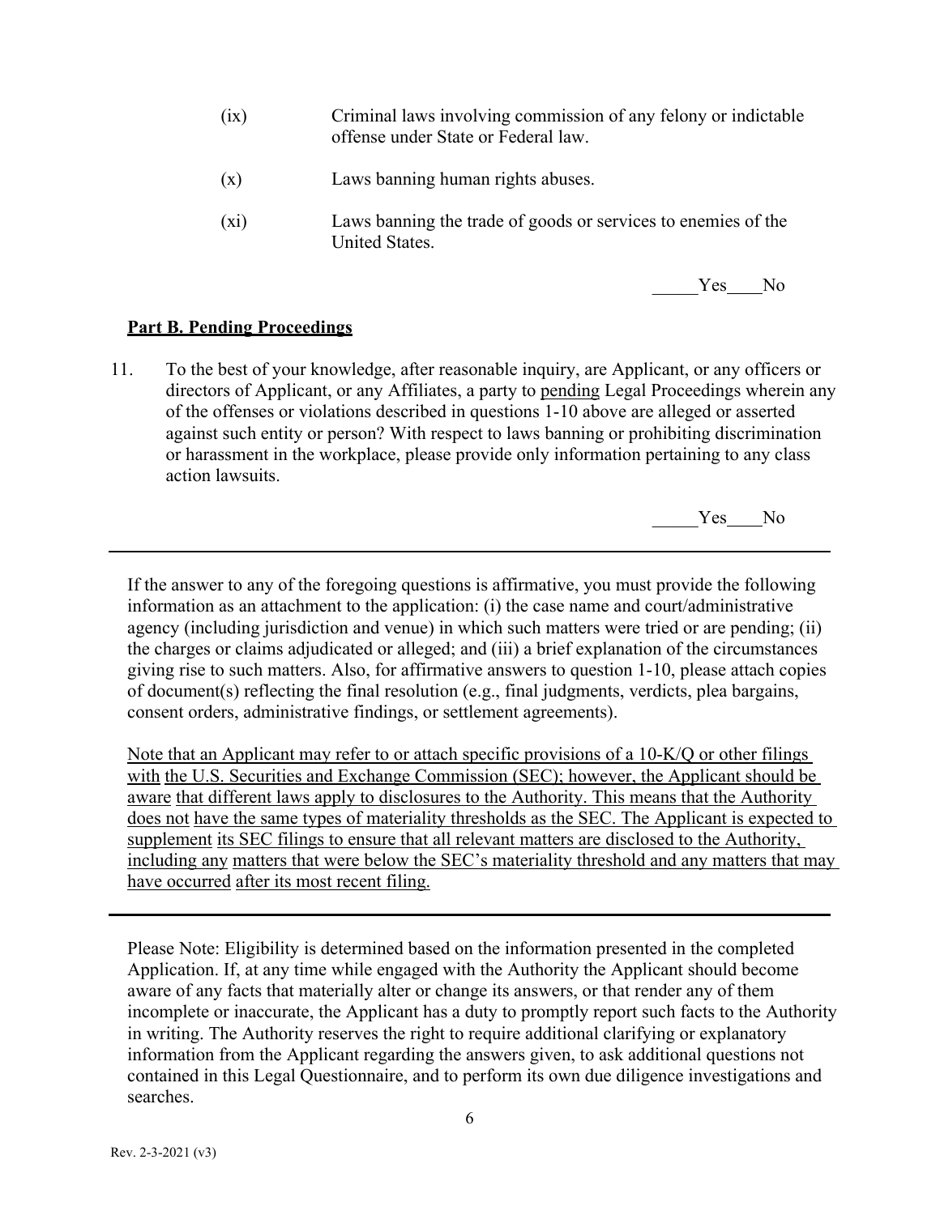(ix) Criminal laws involving commission of any felony or indictable offense under State or Federal law.

(x) Laws banning human rights abuses.

(xi) Laws banning the trade of goods or services to enemies of the United States.

_____Yes____No

**Part B. Pending Proceedings**

11. To the best of your knowledge, after reasonable inquiry, are Applicant, or any officers or directors of Applicant, or any Affiliates, a party to pending Legal Proceedings wherein any of the offenses or violations described in questions 1-10 above are alleged or asserted against such entity or person? With respect to laws banning or prohibiting discrimination or harassment in the workplace, please provide only information pertaining to any class action lawsuits.

_____Yes____No

---

If the answer to any of the foregoing questions is affirmative, you must provide the following information as an attachment to the application: (i) the case name and court/administrative agency (including jurisdiction and venue) in which such matters were tried or are pending; (ii) the charges or claims adjudicated or alleged; and (iii) a brief explanation of the circumstances giving rise to such matters. Also, for affirmative answers to question 1-10, please attach copies of document(s) reflecting the final resolution (e.g., final judgments, verdicts, plea bargains, consent orders, administrative findings, or settlement agreements).

Note that an Applicant may refer to or attach specific provisions of a 10-K/Q or other filings with the U.S. Securities and Exchange Commission (SEC); however, the Applicant should be aware that different laws apply to disclosures to the Authority. This means that the Authority does not have the same types of materiality thresholds as the SEC. The Applicant is expected to supplement its SEC filings to ensure that all relevant matters are disclosed to the Authority, including any matters that were below the SEC's materiality threshold and any matters that may have occurred after its most recent filing.

---

Please Note: Eligibility is determined based on the information presented in the completed Application. If, at any time while engaged with the Authority the Applicant should become aware of any facts that materially alter or change its answers, or that render any of them incomplete or inaccurate, the Applicant has a duty to promptly report such facts to the Authority in writing. The Authority reserves the right to require additional clarifying or explanatory information from the Applicant regarding the answers given, to ask additional questions not contained in this Legal Questionnaire, and to perform its own due diligence investigations and searches.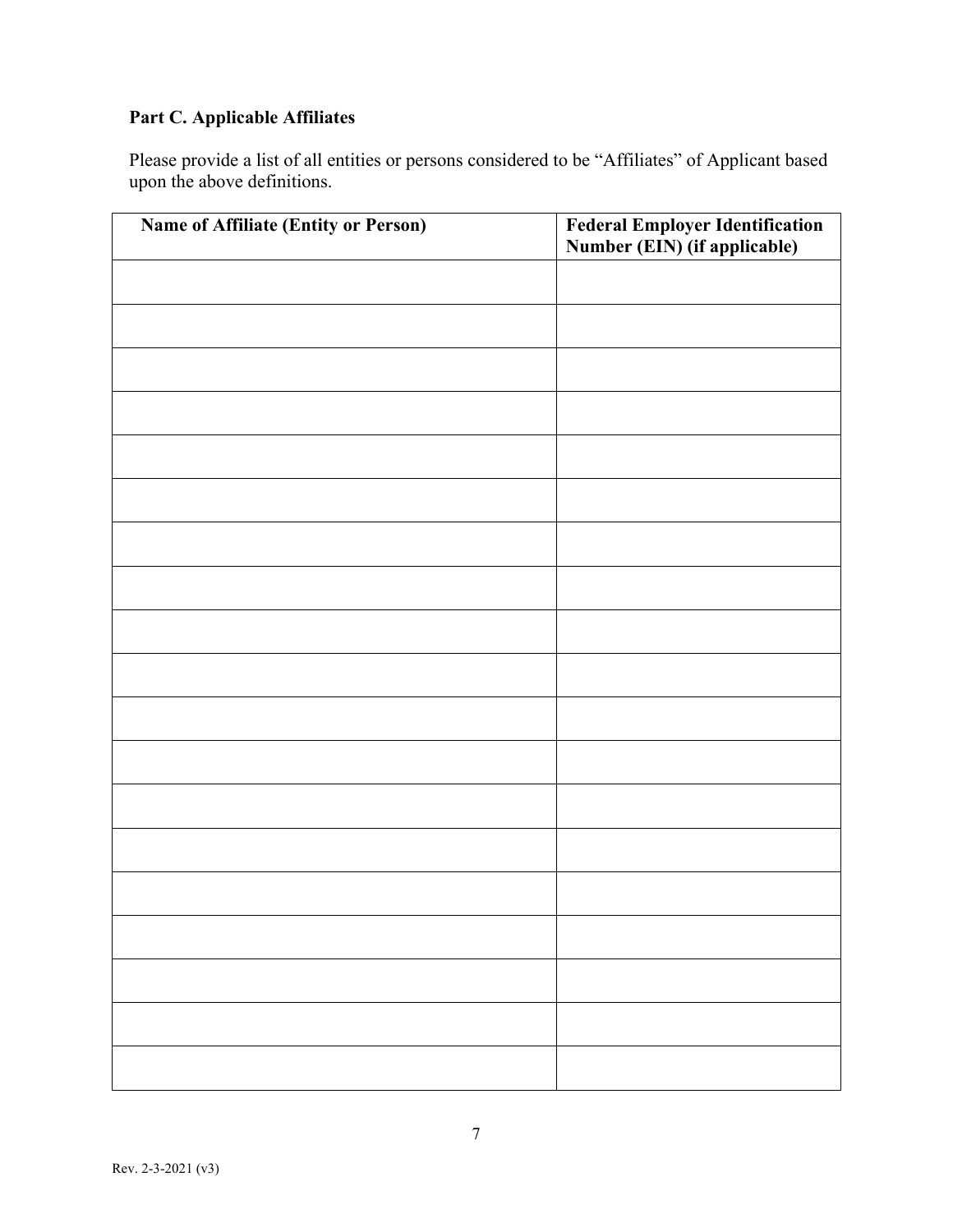**Part C. Applicable Affiliates**

Please provide a list of all entities or persons considered to be "Affiliates" of Applicant based upon the above definitions.

| Name of Affiliate (Entity or Person) | Federal Employer Identification Number (EIN) (if applicable) |
|---|---|
| | |
| | |
| | |
| | |
| | |
| | |
| | |
| | |
| | |
| | |
| | |
| | |
| | |
| | |
| | |
| | |
| | |
| | |
| | |

Rev. 2-3-2021 (v3)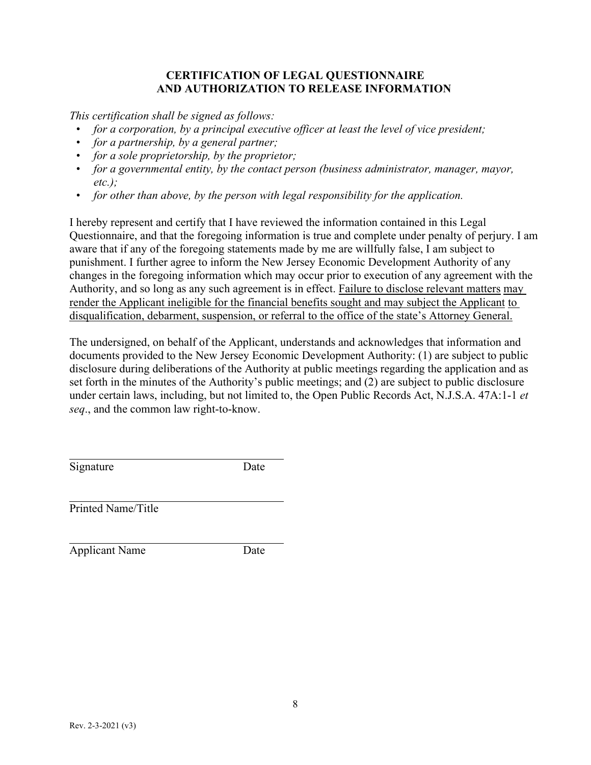## CERTIFICATION OF LEGAL QUESTIONNAIRE AND AUTHORIZATION TO RELEASE INFORMATION

*This certification shall be signed as follows:*

- *for a corporation, by a principal executive officer at least the level of vice president;*
- *for a partnership, by a general partner;*
- *for a sole proprietorship, by the proprietor;*
- *for a governmental entity, by the contact person (business administrator, manager, mayor, etc.);*
- *for other than above, by the person with legal responsibility for the application.*

I hereby represent and certify that I have reviewed the information contained in this Legal Questionnaire, and that the foregoing information is true and complete under penalty of perjury. I am aware that if any of the foregoing statements made by me are willfully false, I am subject to punishment. I further agree to inform the New Jersey Economic Development Authority of any changes in the foregoing information which may occur prior to execution of any agreement with the Authority, and so long as any such agreement is in effect. <u>Failure to disclose relevant matters may render the Applicant ineligible for the financial benefits sought and may subject the Applicant to disqualification, debarment, suspension, or referral to the office of the state's Attorney General.</u>

The undersigned, on behalf of the Applicant, understands and acknowledges that information and documents provided to the New Jersey Economic Development Authority: (1) are subject to public disclosure during deliberations of the Authority at public meetings regarding the application and as set forth in the minutes of the Authority's public meetings; and (2) are subject to public disclosure under certain laws, including, but not limited to, the Open Public Records Act, N.J.S.A. 47A:1-1 *et seq*., and the common law right-to-know.

\_\_\_\_\_\_\_\_\_\_\_\_\_\_\_\_\_\_\_\_\_\_\_\_\_\_\_\_\_\_\_\_\_\_\_\_\_\_
Signature                                Date

\_\_\_\_\_\_\_\_\_\_\_\_\_\_\_\_\_\_\_\_\_\_\_\_\_\_\_\_\_\_\_\_\_\_\_\_\_\_
Printed Name/Title

\_\_\_\_\_\_\_\_\_\_\_\_\_\_\_\_\_\_\_\_\_\_\_\_\_\_\_\_\_\_\_\_\_\_\_\_\_\_
Applicant Name                           Date

Rev. 2-3-2021 (v3)